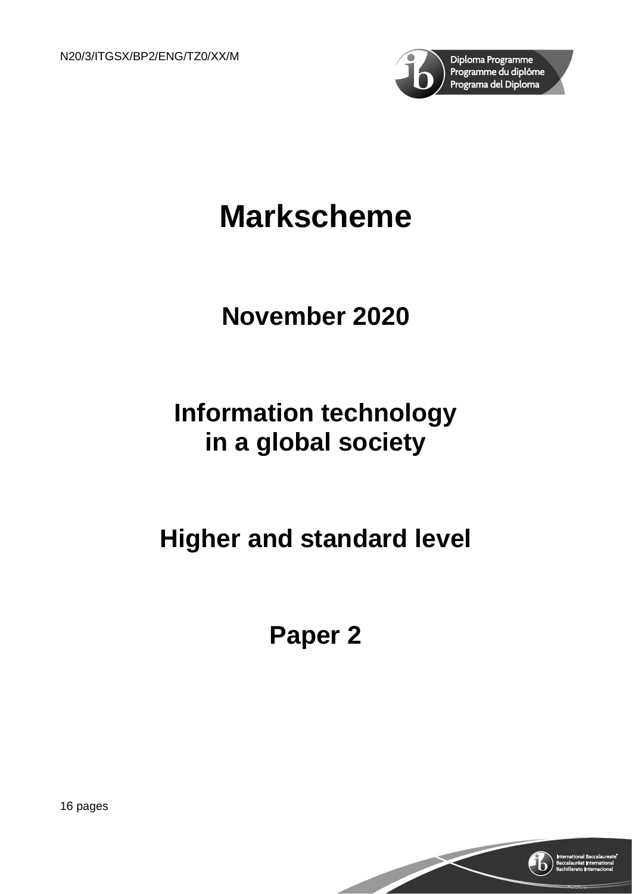N20/3/ITGSX/BP2/ENG/TZ0/XX/M

Diploma Programme
Programme du diplôme
Programa del Diploma

# Markscheme

## November 2020

## Information technology in a global society

## Higher and standard level

## Paper 2

16 pages

International Baccalaureate®
Baccalauréat International
Bachillerato Internacional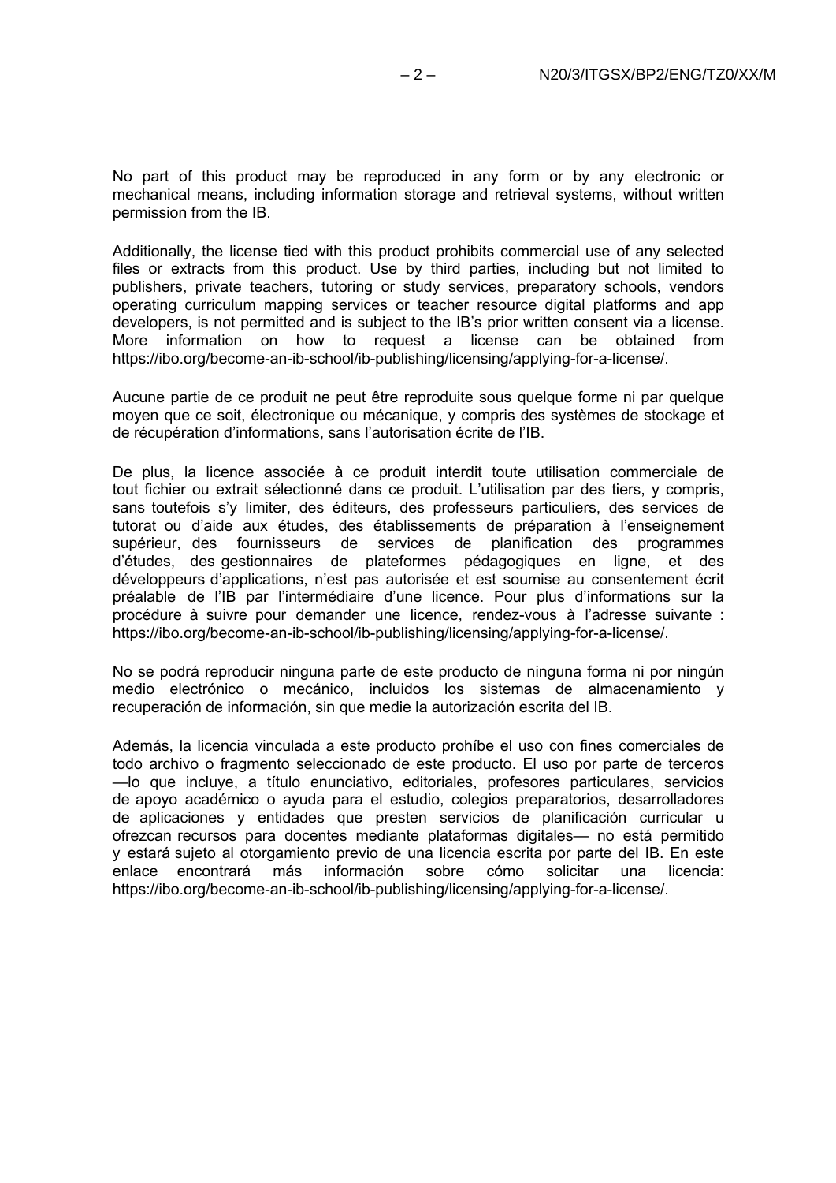No part of this product may be reproduced in any form or by any electronic or mechanical means, including information storage and retrieval systems, without written permission from the IB.

Additionally, the license tied with this product prohibits commercial use of any selected files or extracts from this product. Use by third parties, including but not limited to publishers, private teachers, tutoring or study services, preparatory schools, vendors operating curriculum mapping services or teacher resource digital platforms and app developers, is not permitted and is subject to the IB's prior written consent via a license. More information on how to request a license can be obtained from https://ibo.org/become-an-ib-school/ib-publishing/licensing/applying-for-a-license/.

Aucune partie de ce produit ne peut être reproduite sous quelque forme ni par quelque moyen que ce soit, électronique ou mécanique, y compris des systèmes de stockage et de récupération d'informations, sans l'autorisation écrite de l'IB.

De plus, la licence associée à ce produit interdit toute utilisation commerciale de tout fichier ou extrait sélectionné dans ce produit. L'utilisation par des tiers, y compris, sans toutefois s'y limiter, des éditeurs, des professeurs particuliers, des services de tutorat ou d'aide aux études, des établissements de préparation à l'enseignement supérieur, des fournisseurs de services de planification des programmes d'études, des gestionnaires de plateformes pédagogiques en ligne, et des développeurs d'applications, n'est pas autorisée et est soumise au consentement écrit préalable de l'IB par l'intermédiaire d'une licence. Pour plus d'informations sur la procédure à suivre pour demander une licence, rendez-vous à l'adresse suivante : https://ibo.org/become-an-ib-school/ib-publishing/licensing/applying-for-a-license/.

No se podrá reproducir ninguna parte de este producto de ninguna forma ni por ningún medio electrónico o mecánico, incluidos los sistemas de almacenamiento y recuperación de información, sin que medie la autorización escrita del IB.

Además, la licencia vinculada a este producto prohíbe el uso con fines comerciales de todo archivo o fragmento seleccionado de este producto. El uso por parte de terceros —lo que incluye, a título enunciativo, editoriales, profesores particulares, servicios de apoyo académico o ayuda para el estudio, colegios preparatorios, desarrolladores de aplicaciones y entidades que presten servicios de planificación curricular u ofrezcan recursos para docentes mediante plataformas digitales— no está permitido y estará sujeto al otorgamiento previo de una licencia escrita por parte del IB. En este enlace encontrará más información sobre cómo solicitar una licencia: https://ibo.org/become-an-ib-school/ib-publishing/licensing/applying-for-a-license/.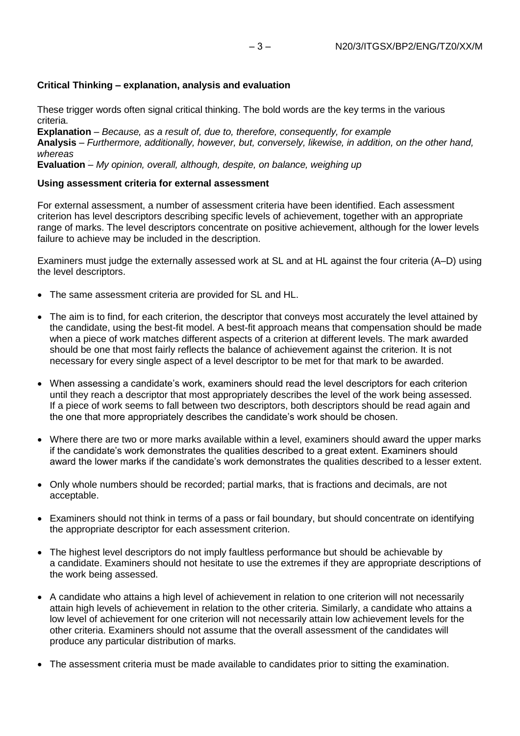**Critical Thinking – explanation, analysis and evaluation**

These trigger words often signal critical thinking. The bold words are the key terms in the various criteria.

**Explanation** – *Because, as a result of, due to, therefore, consequently, for example*
**Analysis** – *Furthermore, additionally, however, but, conversely, likewise, in addition, on the other hand, whereas*
**Evaluation** – *My opinion, overall, although, despite, on balance, weighing up*

**Using assessment criteria for external assessment**

For external assessment, a number of assessment criteria have been identified. Each assessment criterion has level descriptors describing specific levels of achievement, together with an appropriate range of marks. The level descriptors concentrate on positive achievement, although for the lower levels failure to achieve may be included in the description.

Examiners must judge the externally assessed work at SL and at HL against the four criteria (A–D) using the level descriptors.

- The same assessment criteria are provided for SL and HL.
- The aim is to find, for each criterion, the descriptor that conveys most accurately the level attained by the candidate, using the best-fit model. A best-fit approach means that compensation should be made when a piece of work matches different aspects of a criterion at different levels. The mark awarded should be one that most fairly reflects the balance of achievement against the criterion. It is not necessary for every single aspect of a level descriptor to be met for that mark to be awarded.
- When assessing a candidate's work, examiners should read the level descriptors for each criterion until they reach a descriptor that most appropriately describes the level of the work being assessed. If a piece of work seems to fall between two descriptors, both descriptors should be read again and the one that more appropriately describes the candidate's work should be chosen.
- Where there are two or more marks available within a level, examiners should award the upper marks if the candidate's work demonstrates the qualities described to a great extent. Examiners should award the lower marks if the candidate's work demonstrates the qualities described to a lesser extent.
- Only whole numbers should be recorded; partial marks, that is fractions and decimals, are not acceptable.
- Examiners should not think in terms of a pass or fail boundary, but should concentrate on identifying the appropriate descriptor for each assessment criterion.
- The highest level descriptors do not imply faultless performance but should be achievable by a candidate. Examiners should not hesitate to use the extremes if they are appropriate descriptions of the work being assessed.
- A candidate who attains a high level of achievement in relation to one criterion will not necessarily attain high levels of achievement in relation to the other criteria. Similarly, a candidate who attains a low level of achievement for one criterion will not necessarily attain low achievement levels for the other criteria. Examiners should not assume that the overall assessment of the candidates will produce any particular distribution of marks.
- The assessment criteria must be made available to candidates prior to sitting the examination.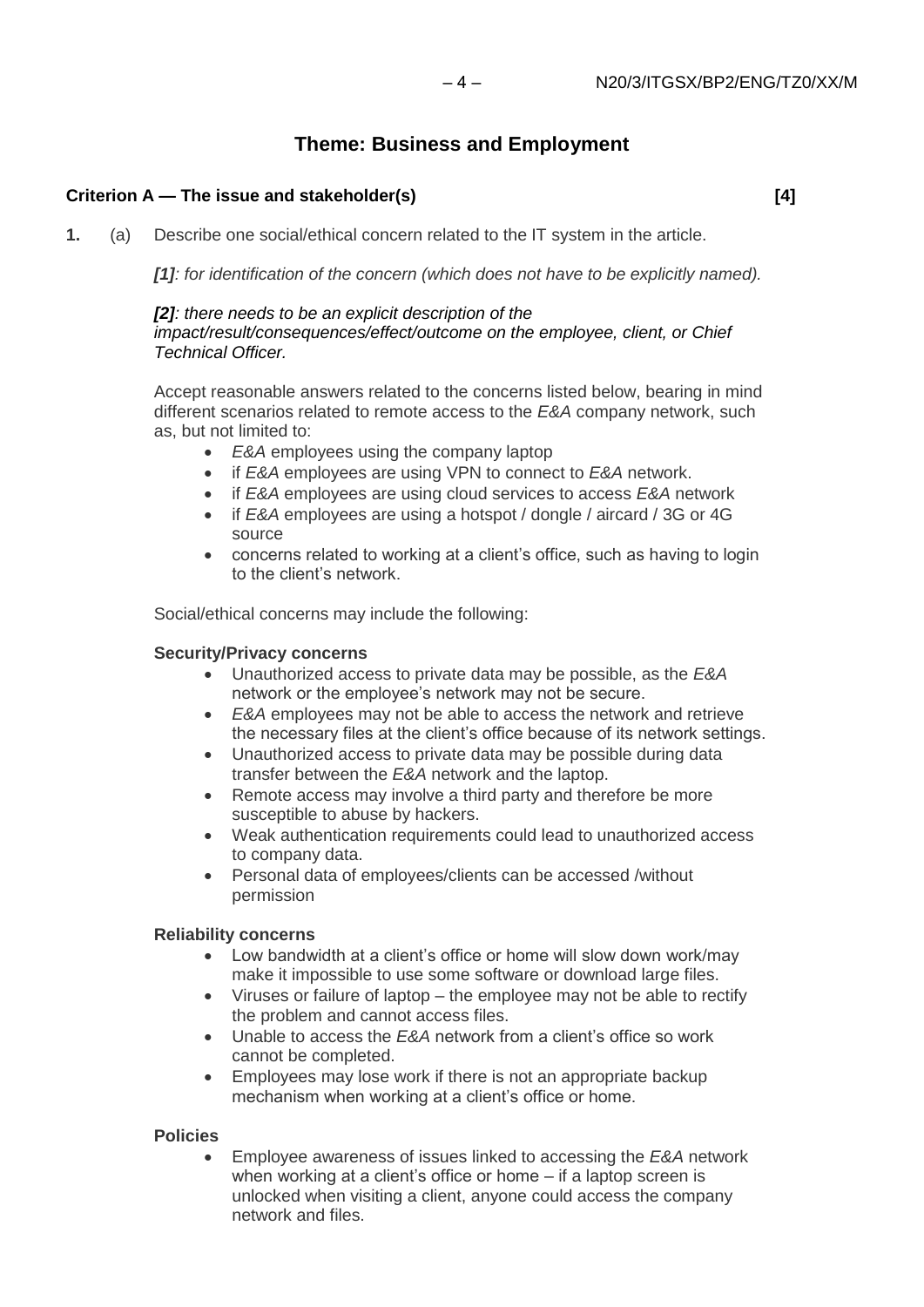# Theme: Business and Employment

**Criterion A — The issue and stakeholder(s)** **[4]**

**1.** (a) Describe one social/ethical concern related to the IT system in the article.

*[1]: for identification of the concern (which does not have to be explicitly named).*

***[2]**: there needs to be an explicit description of the impact/result/consequences/effect/outcome on the employee, client, or Chief Technical Officer.*

Accept reasonable answers related to the concerns listed below, bearing in mind different scenarios related to remote access to the *E&A* company network, such as, but not limited to:

- *E&A* employees using the company laptop
- if *E&A* employees are using VPN to connect to *E&A* network.
- if *E&A* employees are using cloud services to access *E&A* network
- if *E&A* employees are using a hotspot / dongle / aircard / 3G or 4G source
- concerns related to working at a client's office, such as having to login to the client's network.

Social/ethical concerns may include the following:

**Security/Privacy concerns**

- Unauthorized access to private data may be possible, as the *E&A* network or the employee's network may not be secure.
- *E&A* employees may not be able to access the network and retrieve the necessary files at the client's office because of its network settings.
- Unauthorized access to private data may be possible during data transfer between the *E&A* network and the laptop.
- Remote access may involve a third party and therefore be more susceptible to abuse by hackers.
- Weak authentication requirements could lead to unauthorized access to company data.
- Personal data of employees/clients can be accessed /without permission

**Reliability concerns**

- Low bandwidth at a client's office or home will slow down work/may make it impossible to use some software or download large files.
- Viruses or failure of laptop – the employee may not be able to rectify the problem and cannot access files.
- Unable to access the *E&A* network from a client's office so work cannot be completed.
- Employees may lose work if there is not an appropriate backup mechanism when working at a client's office or home.

**Policies**

- Employee awareness of issues linked to accessing the *E&A* network when working at a client's office or home – if a laptop screen is unlocked when visiting a client, anyone could access the company network and files.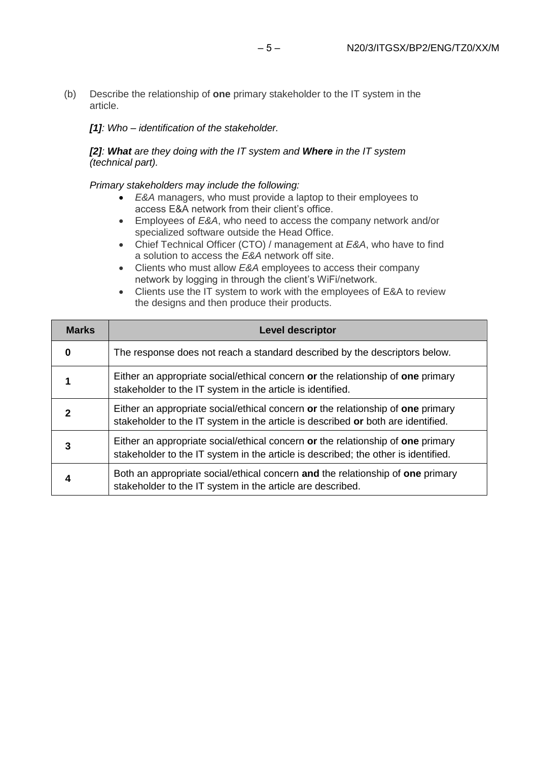(b) Describe the relationship of **one** primary stakeholder to the IT system in the article.

***[1]****: Who – identification of the stakeholder.*

***[2]****:* ***What*** *are they doing with the IT system and* ***Where*** *in the IT system (technical part).*

*Primary stakeholders may include the following:*

- *E&A* managers, who must provide a laptop to their employees to access E&A network from their client's office.
- Employees of *E&A*, who need to access the company network and/or specialized software outside the Head Office.
- Chief Technical Officer (CTO) / management at *E&A*, who have to find a solution to access the *E&A* network off site.
- Clients who must allow *E&A* employees to access their company network by logging in through the client's WiFi/network.
- Clients use the IT system to work with the employees of E&A to review the designs and then produce their products.

| Marks | Level descriptor |
|---|---|
| **0** | The response does not reach a standard described by the descriptors below. |
| **1** | Either an appropriate social/ethical concern **or** the relationship of **one** primary stakeholder to the IT system in the article is identified. |
| **2** | Either an appropriate social/ethical concern **or** the relationship of **one** primary stakeholder to the IT system in the article is described **or** both are identified. |
| **3** | Either an appropriate social/ethical concern **or** the relationship of **one** primary stakeholder to the IT system in the article is described; the other is identified. |
| **4** | Both an appropriate social/ethical concern **and** the relationship of **one** primary stakeholder to the IT system in the article are described. |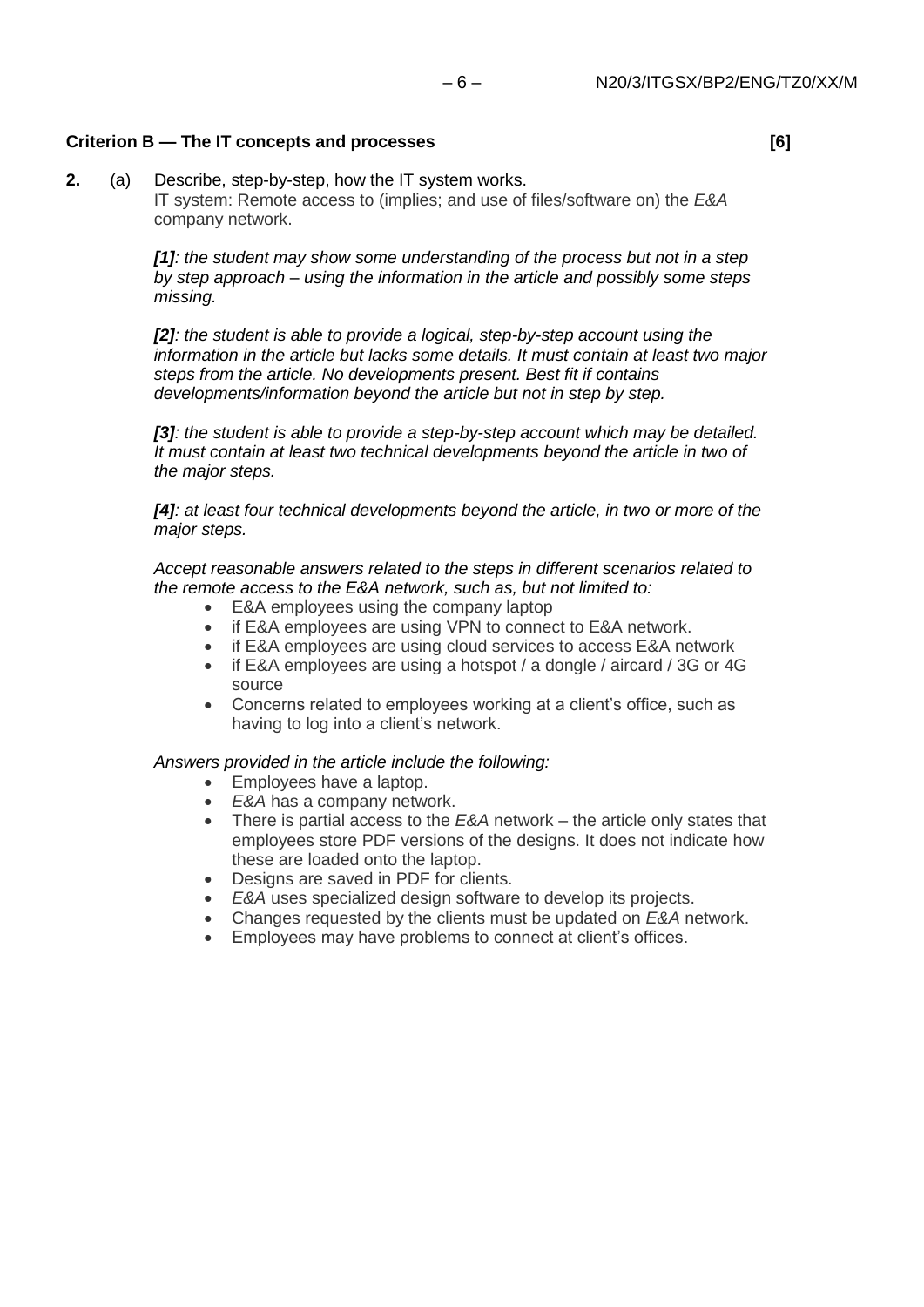**Criterion B — The IT concepts and processes** **[6]**

**2.** (a) Describe, step-by-step, how the IT system works.

IT system: Remote access to (implies; and use of files/software on) the *E&A* company network.

***[1]**: the student may show some understanding of the process but not in a step by step approach – using the information in the article and possibly some steps missing.*

***[2]**: the student is able to provide a logical, step-by-step account using the information in the article but lacks some details. It must contain at least two major steps from the article. No developments present. Best fit if contains developments/information beyond the article but not in step by step.*

***[3]**: the student is able to provide a step-by-step account which may be detailed. It must contain at least two technical developments beyond the article in two of the major steps.*

***[4]**: at least four technical developments beyond the article, in two or more of the major steps.*

*Accept reasonable answers related to the steps in different scenarios related to the remote access to the E&A network, such as, but not limited to:*

- E&A employees using the company laptop
- if E&A employees are using VPN to connect to E&A network.
- if E&A employees are using cloud services to access E&A network
- if E&A employees are using a hotspot / a dongle / aircard / 3G or 4G source
- Concerns related to employees working at a client's office, such as having to log into a client's network.

*Answers provided in the article include the following:*

- Employees have a laptop.
- *E&A* has a company network.
- There is partial access to the *E&A* network – the article only states that employees store PDF versions of the designs. It does not indicate how these are loaded onto the laptop.
- Designs are saved in PDF for clients.
- *E&A* uses specialized design software to develop its projects.
- Changes requested by the clients must be updated on *E&A* network.
- Employees may have problems to connect at client's offices.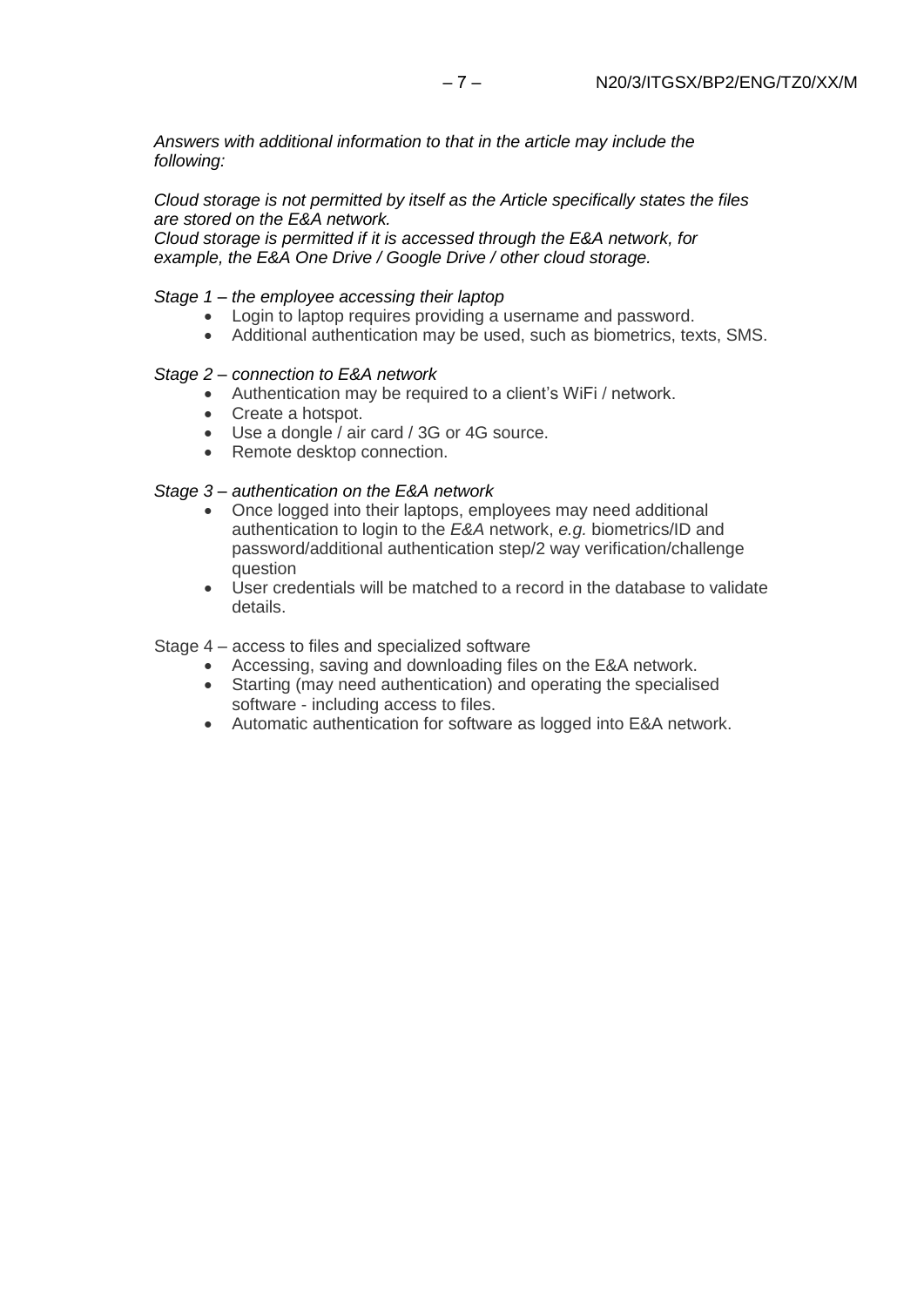*Answers with additional information to that in the article may include the following:*

*Cloud storage is not permitted by itself as the Article specifically states the files are stored on the E&A network.*
*Cloud storage is permitted if it is accessed through the E&A network, for example, the E&A One Drive / Google Drive / other cloud storage.*

*Stage 1 – the employee accessing their laptop*

- Login to laptop requires providing a username and password.
- Additional authentication may be used, such as biometrics, texts, SMS.

*Stage 2 – connection to E&A network*

- Authentication may be required to a client's WiFi / network.
- Create a hotspot.
- Use a dongle / air card / 3G or 4G source.
- Remote desktop connection.

*Stage 3 – authentication on the E&A network*

- Once logged into their laptops, employees may need additional authentication to login to the *E&A* network, *e.g.* biometrics/ID and password/additional authentication step/2 way verification/challenge question
- User credentials will be matched to a record in the database to validate details.

Stage 4 – access to files and specialized software

- Accessing, saving and downloading files on the E&A network.
- Starting (may need authentication) and operating the specialised software - including access to files.
- Automatic authentication for software as logged into E&A network.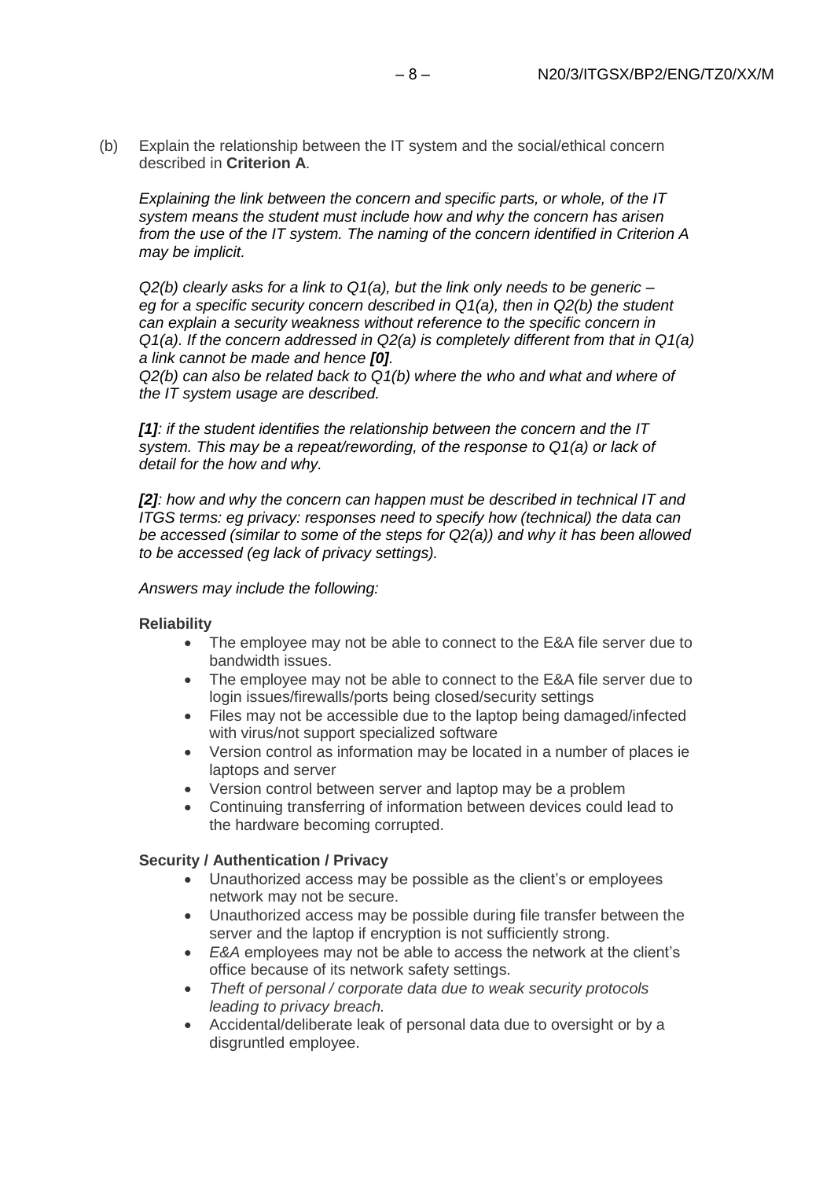(b) Explain the relationship between the IT system and the social/ethical concern described in **Criterion A**.

*Explaining the link between the concern and specific parts, or whole, of the IT system means the student must include how and why the concern has arisen from the use of the IT system. The naming of the concern identified in Criterion A may be implicit.*

*Q2(b) clearly asks for a link to Q1(a), but the link only needs to be generic – eg for a specific security concern described in Q1(a), then in Q2(b) the student can explain a security weakness without reference to the specific concern in Q1(a). If the concern addressed in Q2(a) is completely different from that in Q1(a) a link cannot be made and hence* ***[0]****.*
*Q2(b) can also be related back to Q1(b) where the who and what and where of the IT system usage are described.*

***[1]****: if the student identifies the relationship between the concern and the IT system. This may be a repeat/rewording, of the response to Q1(a) or lack of detail for the how and why.*

***[2]****: how and why the concern can happen must be described in technical IT and ITGS terms: eg privacy: responses need to specify how (technical) the data can be accessed (similar to some of the steps for Q2(a)) and why it has been allowed to be accessed (eg lack of privacy settings).*

*Answers may include the following:*

**Reliability**

- The employee may not be able to connect to the E&A file server due to bandwidth issues.
- The employee may not be able to connect to the E&A file server due to login issues/firewalls/ports being closed/security settings
- Files may not be accessible due to the laptop being damaged/infected with virus/not support specialized software
- Version control as information may be located in a number of places ie laptops and server
- Version control between server and laptop may be a problem
- Continuing transferring of information between devices could lead to the hardware becoming corrupted.

**Security / Authentication / Privacy**

- Unauthorized access may be possible as the client's or employees network may not be secure.
- Unauthorized access may be possible during file transfer between the server and the laptop if encryption is not sufficiently strong.
- *E&A* employees may not be able to access the network at the client's office because of its network safety settings.
- *Theft of personal / corporate data due to weak security protocols leading to privacy breach.*
- Accidental/deliberate leak of personal data due to oversight or by a disgruntled employee.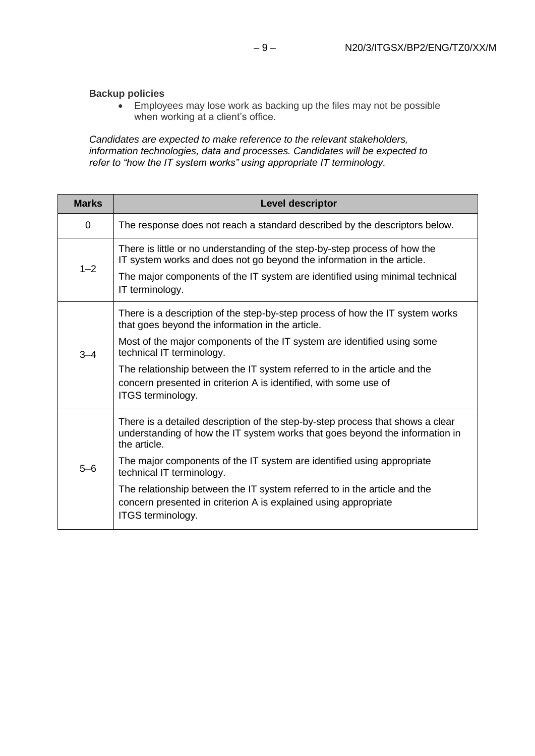**Backup policies**

- Employees may lose work as backing up the files may not be possible when working at a client's office.

*Candidates are expected to make reference to the relevant stakeholders, information technologies, data and processes. Candidates will be expected to refer to "how the IT system works" using appropriate IT terminology.*

| Marks | Level descriptor |
|---|---|
| 0 | The response does not reach a standard described by the descriptors below. |
| 1–2 | There is little or no understanding of the step-by-step process of how the IT system works and does not go beyond the information in the article.<br><br>The major components of the IT system are identified using minimal technical IT terminology. |
| 3–4 | There is a description of the step-by-step process of how the IT system works that goes beyond the information in the article.<br><br>Most of the major components of the IT system are identified using some technical IT terminology.<br><br>The relationship between the IT system referred to in the article and the concern presented in criterion A is identified, with some use of ITGS terminology. |
| 5–6 | There is a detailed description of the step-by-step process that shows a clear understanding of how the IT system works that goes beyond the information in the article.<br><br>The major components of the IT system are identified using appropriate technical IT terminology.<br><br>The relationship between the IT system referred to in the article and the concern presented in criterion A is explained using appropriate ITGS terminology. |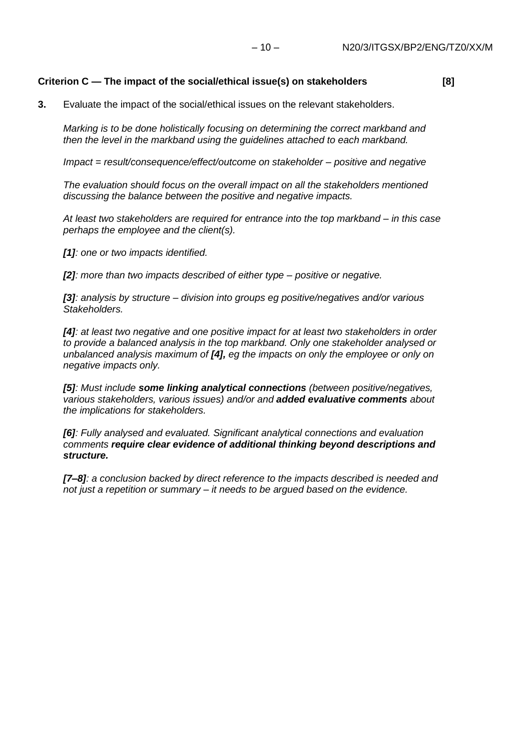**Criterion C — The impact of the social/ethical issue(s) on stakeholders [8]**

**3.** Evaluate the impact of the social/ethical issues on the relevant stakeholders.

*Marking is to be done holistically focusing on determining the correct markband and then the level in the markband using the guidelines attached to each markband.*

*Impact = result/consequence/effect/outcome on stakeholder – positive and negative*

*The evaluation should focus on the overall impact on all the stakeholders mentioned discussing the balance between the positive and negative impacts.*

*At least two stakeholders are required for entrance into the top markband – in this case perhaps the employee and the client(s).*

***[1]****: one or two impacts identified.*

***[2]****: more than two impacts described of either type – positive or negative.*

***[3]****: analysis by structure – division into groups eg positive/negatives and/or various Stakeholders.*

***[4]****: at least two negative and one positive impact for at least two stakeholders in order to provide a balanced analysis in the top markband. Only one stakeholder analysed or unbalanced analysis maximum of* ***[4],*** *eg the impacts on only the employee or only on negative impacts only.*

***[5]****: Must include* ***some linking analytical connections*** *(between positive/negatives, various stakeholders, various issues) and/or and* ***added evaluative comments*** *about the implications for stakeholders.*

***[6]****: Fully analysed and evaluated. Significant analytical connections and evaluation comments* ***require clear evidence of additional thinking beyond descriptions and structure.***

***[7–8]****: a conclusion backed by direct reference to the impacts described is needed and not just a repetition or summary – it needs to be argued based on the evidence.*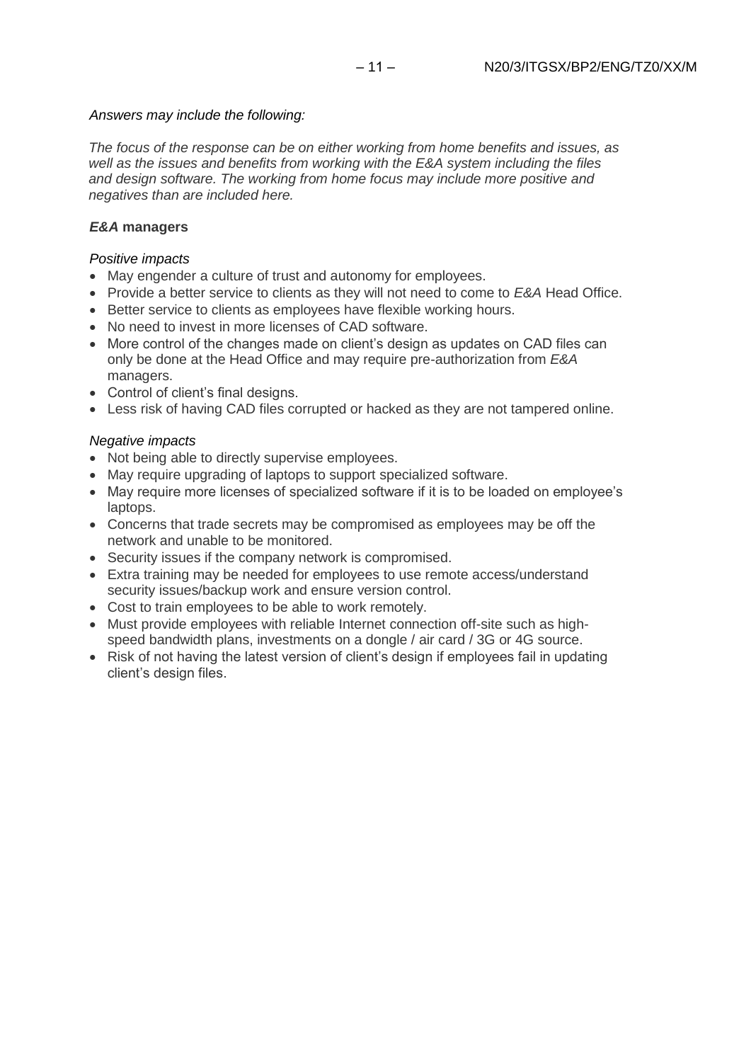*Answers may include the following:*

*The focus of the response can be on either working from home benefits and issues, as well as the issues and benefits from working with the E&A system including the files and design software. The working from home focus may include more positive and negatives than are included here.*

***E&A* managers**

*Positive impacts*

- May engender a culture of trust and autonomy for employees.
- Provide a better service to clients as they will not need to come to *E&A* Head Office.
- Better service to clients as employees have flexible working hours.
- No need to invest in more licenses of CAD software.
- More control of the changes made on client's design as updates on CAD files can only be done at the Head Office and may require pre-authorization from *E&A* managers.
- Control of client's final designs.
- Less risk of having CAD files corrupted or hacked as they are not tampered online.

*Negative impacts*

- Not being able to directly supervise employees.
- May require upgrading of laptops to support specialized software.
- May require more licenses of specialized software if it is to be loaded on employee's laptops.
- Concerns that trade secrets may be compromised as employees may be off the network and unable to be monitored.
- Security issues if the company network is compromised.
- Extra training may be needed for employees to use remote access/understand security issues/backup work and ensure version control.
- Cost to train employees to be able to work remotely.
- Must provide employees with reliable Internet connection off-site such as high-speed bandwidth plans, investments on a dongle / air card / 3G or 4G source.
- Risk of not having the latest version of client's design if employees fail in updating client's design files.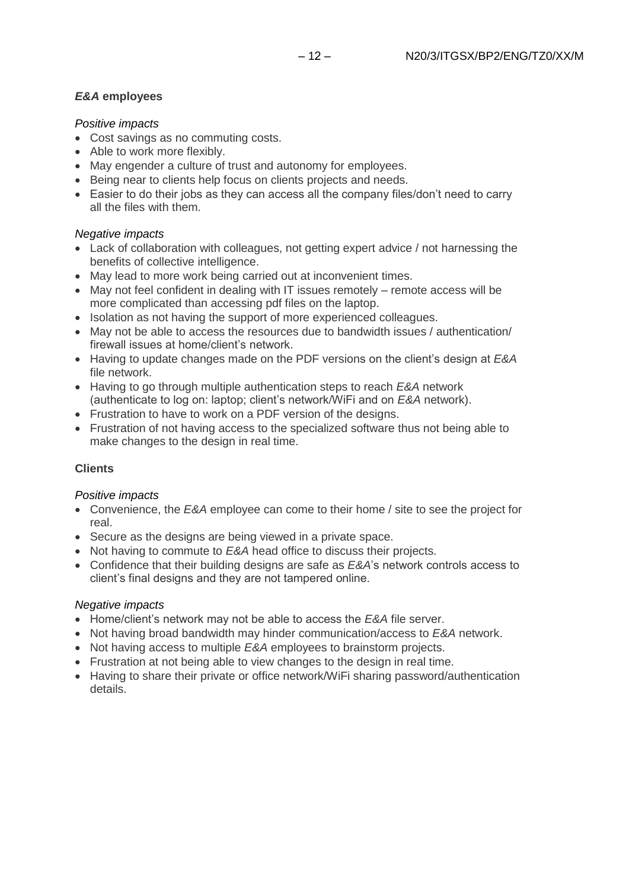### *E&A* employees

*Positive impacts*

- Cost savings as no commuting costs.
- Able to work more flexibly.
- May engender a culture of trust and autonomy for employees.
- Being near to clients help focus on clients projects and needs.
- Easier to do their jobs as they can access all the company files/don't need to carry all the files with them.

*Negative impacts*

- Lack of collaboration with colleagues, not getting expert advice / not harnessing the benefits of collective intelligence.
- May lead to more work being carried out at inconvenient times.
- May not feel confident in dealing with IT issues remotely – remote access will be more complicated than accessing pdf files on the laptop.
- Isolation as not having the support of more experienced colleagues.
- May not be able to access the resources due to bandwidth issues / authentication/ firewall issues at home/client's network.
- Having to update changes made on the PDF versions on the client's design at *E&A* file network.
- Having to go through multiple authentication steps to reach *E&A* network (authenticate to log on: laptop; client's network/WiFi and on *E&A* network).
- Frustration to have to work on a PDF version of the designs.
- Frustration of not having access to the specialized software thus not being able to make changes to the design in real time.

### Clients

*Positive impacts*

- Convenience, the *E&A* employee can come to their home / site to see the project for real.
- Secure as the designs are being viewed in a private space.
- Not having to commute to *E&A* head office to discuss their projects.
- Confidence that their building designs are safe as *E&A*'s network controls access to client's final designs and they are not tampered online.

*Negative impacts*

- Home/client's network may not be able to access the *E&A* file server.
- Not having broad bandwidth may hinder communication/access to *E&A* network.
- Not having access to multiple *E&A* employees to brainstorm projects.
- Frustration at not being able to view changes to the design in real time.
- Having to share their private or office network/WiFi sharing password/authentication details.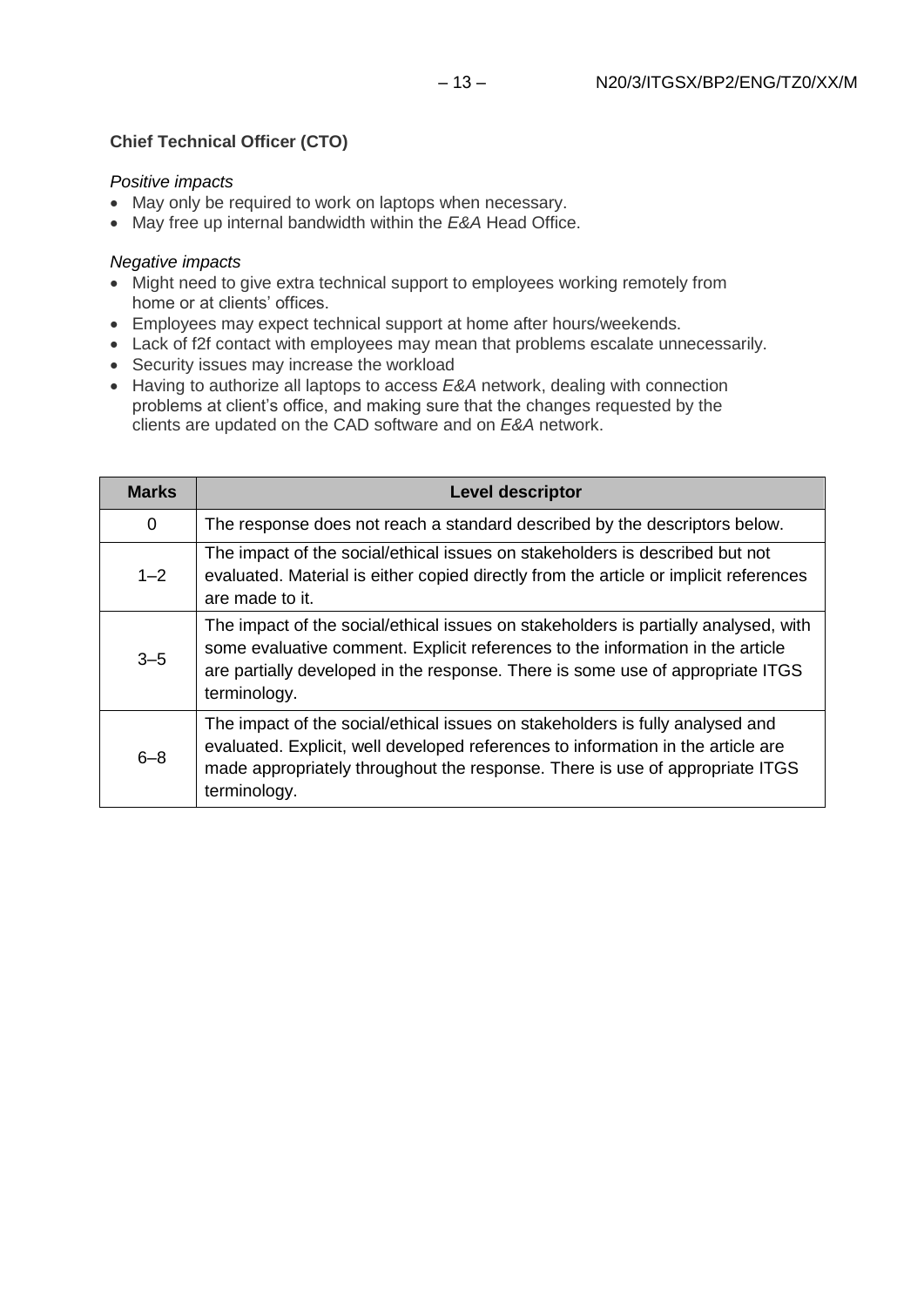**Chief Technical Officer (CTO)**

*Positive impacts*

- May only be required to work on laptops when necessary.
- May free up internal bandwidth within the *E&A* Head Office.

*Negative impacts*

- Might need to give extra technical support to employees working remotely from home or at clients' offices.
- Employees may expect technical support at home after hours/weekends.
- Lack of f2f contact with employees may mean that problems escalate unnecessarily.
- Security issues may increase the workload
- Having to authorize all laptops to access *E&A* network, dealing with connection problems at client's office, and making sure that the changes requested by the clients are updated on the CAD software and on *E&A* network.

| Marks | Level descriptor |
|---|---|
| 0 | The response does not reach a standard described by the descriptors below. |
| 1–2 | The impact of the social/ethical issues on stakeholders is described but not evaluated. Material is either copied directly from the article or implicit references are made to it. |
| 3–5 | The impact of the social/ethical issues on stakeholders is partially analysed, with some evaluative comment. Explicit references to the information in the article are partially developed in the response. There is some use of appropriate ITGS terminology. |
| 6–8 | The impact of the social/ethical issues on stakeholders is fully analysed and evaluated. Explicit, well developed references to information in the article are made appropriately throughout the response. There is use of appropriate ITGS terminology. |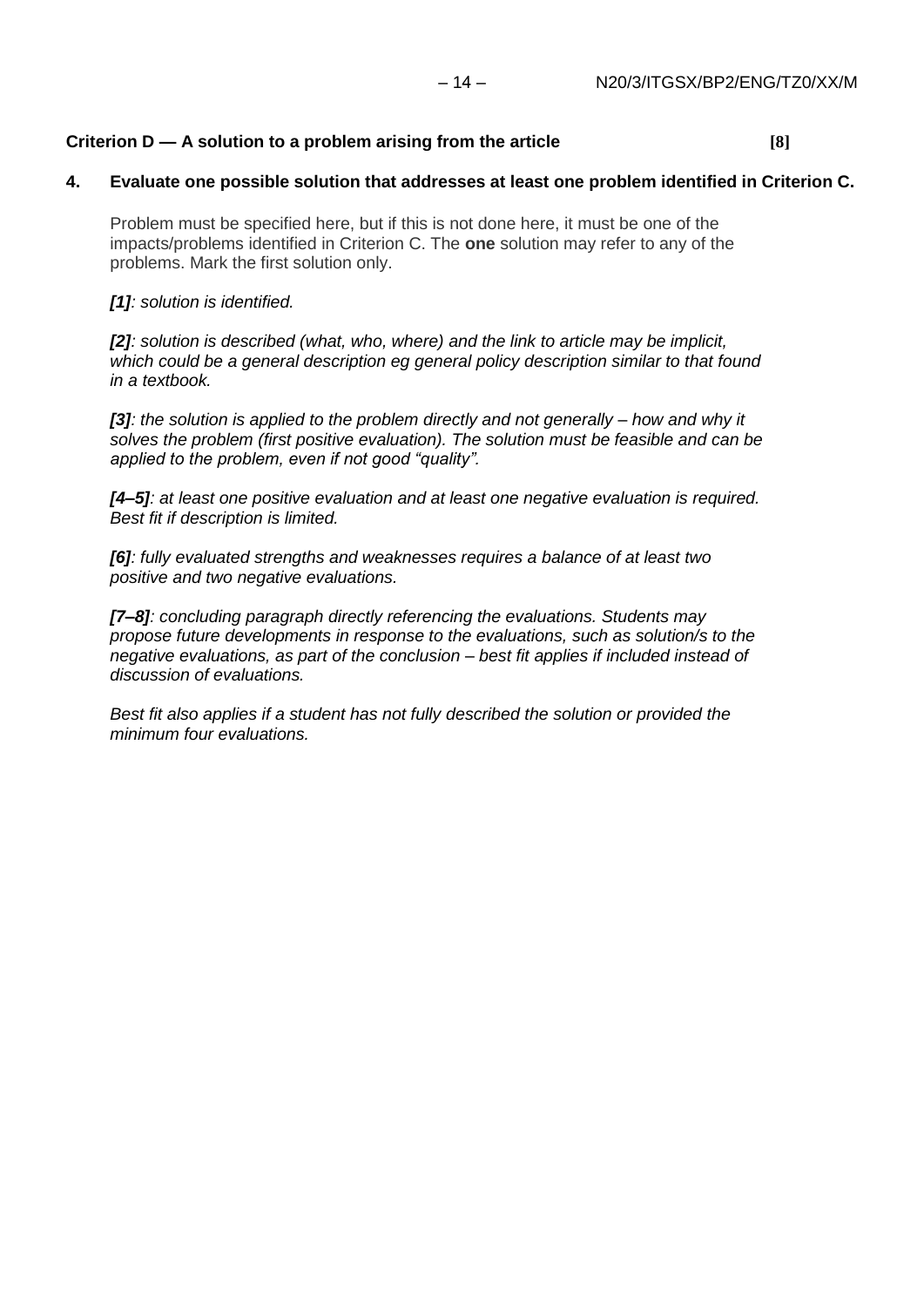**Criterion D — A solution to a problem arising from the article** **[8]**

**4. Evaluate one possible solution that addresses at least one problem identified in Criterion C.**

Problem must be specified here, but if this is not done here, it must be one of the impacts/problems identified in Criterion C. The **one** solution may refer to any of the problems. Mark the first solution only.

***[1]**: solution is identified.*

***[2]**: solution is described (what, who, where) and the link to article may be implicit, which could be a general description eg general policy description similar to that found in a textbook.*

***[3]**: the solution is applied to the problem directly and not generally – how and why it solves the problem (first positive evaluation). The solution must be feasible and can be applied to the problem, even if not good "quality".*

***[4–5]**: at least one positive evaluation and at least one negative evaluation is required. Best fit if description is limited.*

***[6]**: fully evaluated strengths and weaknesses requires a balance of at least two positive and two negative evaluations.*

***[7–8]**: concluding paragraph directly referencing the evaluations. Students may propose future developments in response to the evaluations, such as solution/s to the negative evaluations, as part of the conclusion – best fit applies if included instead of discussion of evaluations.*

*Best fit also applies if a student has not fully described the solution or provided the minimum four evaluations.*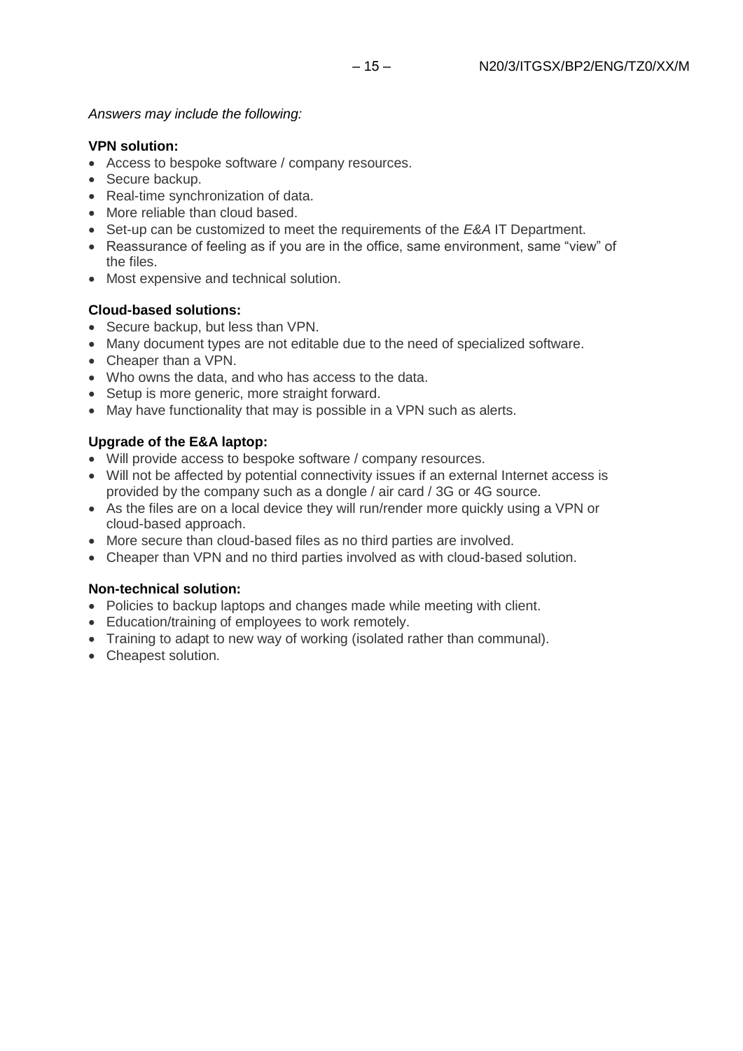*Answers may include the following:*

**VPN solution:**

- Access to bespoke software / company resources.
- Secure backup.
- Real-time synchronization of data.
- More reliable than cloud based.
- Set-up can be customized to meet the requirements of the *E&A* IT Department.
- Reassurance of feeling as if you are in the office, same environment, same "view" of the files.
- Most expensive and technical solution.

**Cloud-based solutions:**

- Secure backup, but less than VPN.
- Many document types are not editable due to the need of specialized software.
- Cheaper than a VPN.
- Who owns the data, and who has access to the data.
- Setup is more generic, more straight forward.
- May have functionality that may is possible in a VPN such as alerts.

**Upgrade of the E&A laptop:**

- Will provide access to bespoke software / company resources.
- Will not be affected by potential connectivity issues if an external Internet access is provided by the company such as a dongle / air card / 3G or 4G source.
- As the files are on a local device they will run/render more quickly using a VPN or cloud-based approach.
- More secure than cloud-based files as no third parties are involved.
- Cheaper than VPN and no third parties involved as with cloud-based solution.

**Non-technical solution:**

- Policies to backup laptops and changes made while meeting with client.
- Education/training of employees to work remotely.
- Training to adapt to new way of working (isolated rather than communal).
- Cheapest solution.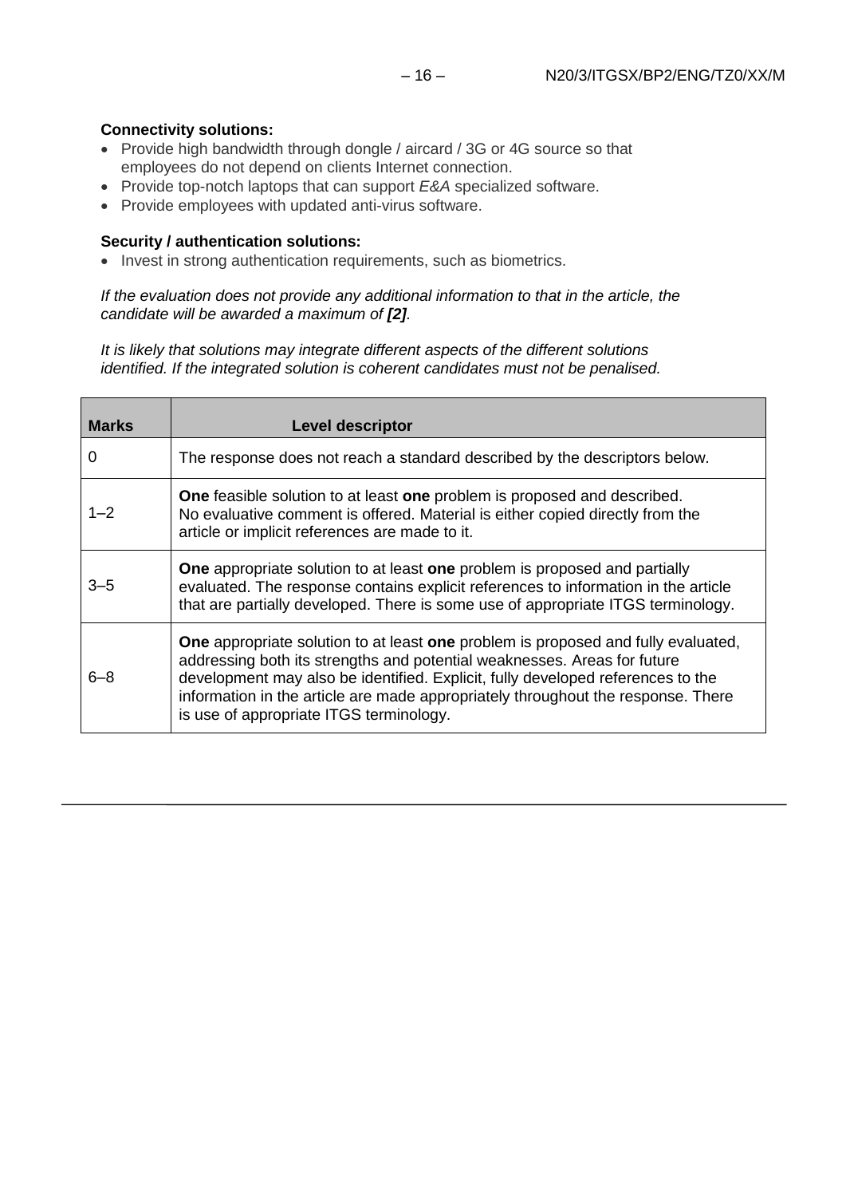**Connectivity solutions:**

- Provide high bandwidth through dongle / aircard / 3G or 4G source so that employees do not depend on clients Internet connection.
- Provide top-notch laptops that can support *E&A* specialized software.
- Provide employees with updated anti-virus software.

**Security / authentication solutions:**

- Invest in strong authentication requirements, such as biometrics.

*If the evaluation does not provide any additional information to that in the article, the candidate will be awarded a maximum of **[2]**.*

*It is likely that solutions may integrate different aspects of the different solutions identified. If the integrated solution is coherent candidates must not be penalised.*

| Marks | Level descriptor |
| --- | --- |
| 0 | The response does not reach a standard described by the descriptors below. |
| 1–2 | **One** feasible solution to at least **one** problem is proposed and described. No evaluative comment is offered. Material is either copied directly from the article or implicit references are made to it. |
| 3–5 | **One** appropriate solution to at least **one** problem is proposed and partially evaluated. The response contains explicit references to information in the article that are partially developed. There is some use of appropriate ITGS terminology. |
| 6–8 | **One** appropriate solution to at least **one** problem is proposed and fully evaluated, addressing both its strengths and potential weaknesses. Areas for future development may also be identified. Explicit, fully developed references to the information in the article are made appropriately throughout the response. There is use of appropriate ITGS terminology. |